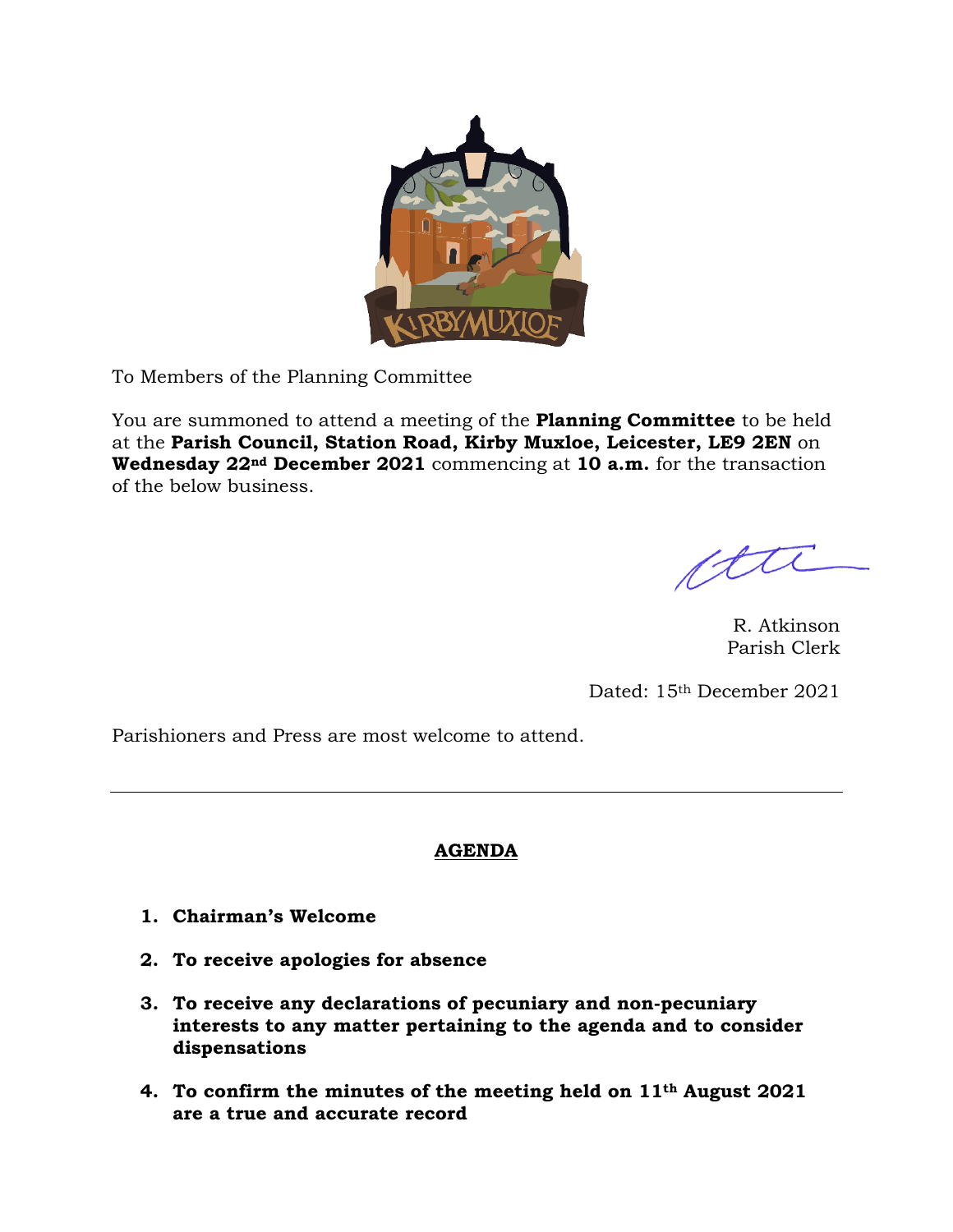To Members of the Planning Committee

You are summoned to attend a meeting of the **Planning Committee** to be held at the **Parish Council, Station Road, Kirby Muxloe, Leicester, LE9 2EN** on **Wednesday 22nd December 2021** commencing at **10 a.m.** for the transaction of the below business.

R. Atkinson
Parish Clerk

Dated: 15th December 2021

Parishioners and Press are most welcome to attend.

---

## AGENDA

1. **Chairman's Welcome**
2. **To receive apologies for absence**
3. **To receive any declarations of pecuniary and non-pecuniary interests to any matter pertaining to the agenda and to consider dispensations**
4. **To confirm the minutes of the meeting held on 11th August 2021 are a true and accurate record**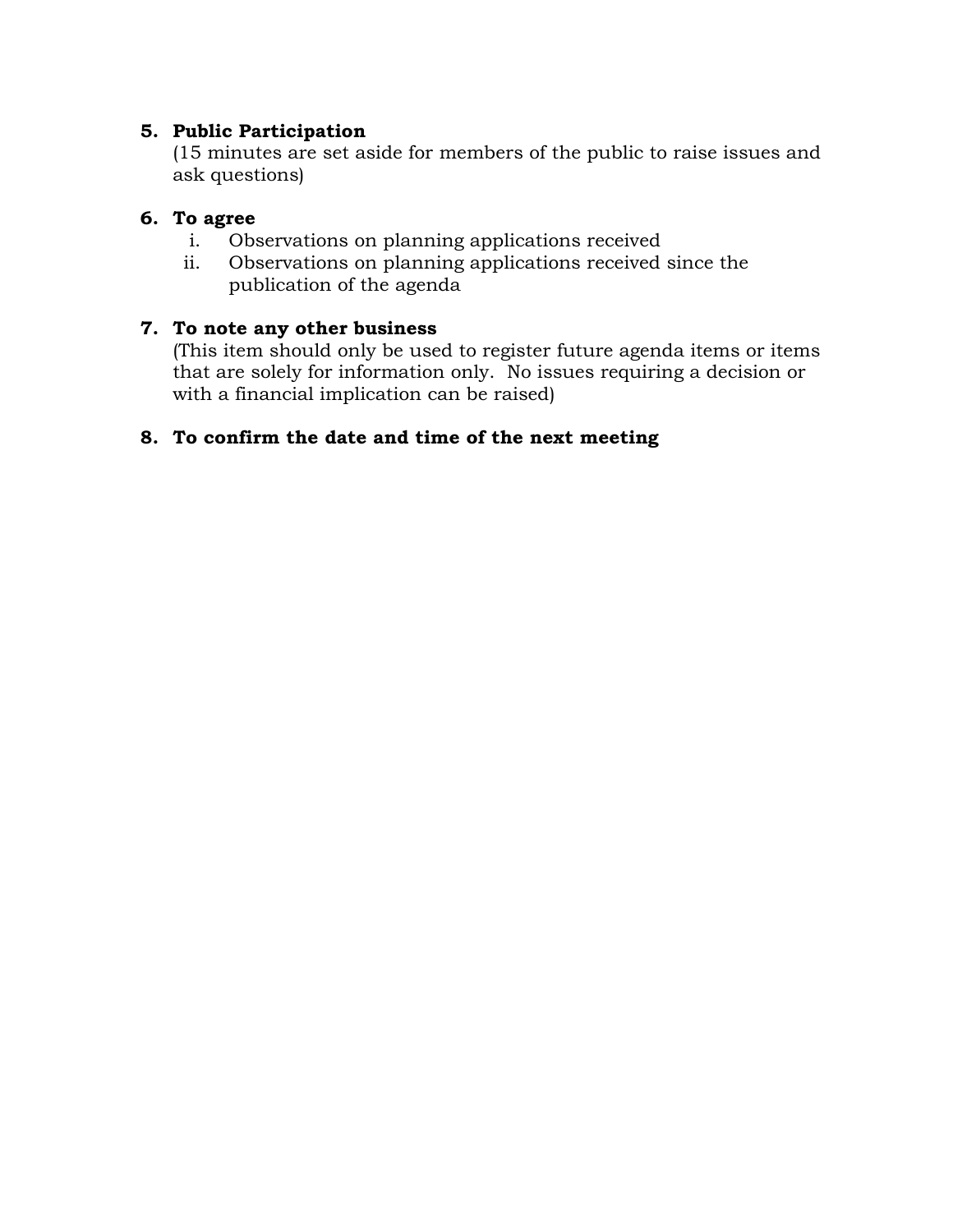5. **Public Participation**
   (15 minutes are set aside for members of the public to raise issues and ask questions)

6. **To agree**
   i. Observations on planning applications received
   ii. Observations on planning applications received since the publication of the agenda

7. **To note any other business**
   (This item should only be used to register future agenda items or items that are solely for information only.  No issues requiring a decision or with a financial implication can be raised)

8. **To confirm the date and time of the next meeting**